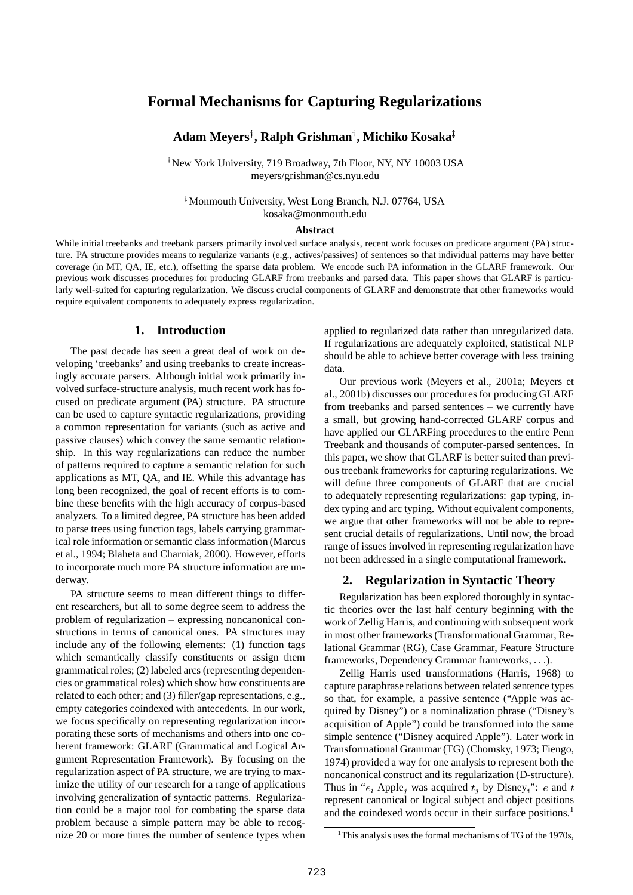# Formal Mechanisms for Capturing Regularizations

**Adam Meyers[†], Ralph Grishman[†], Michiko Kosaka[‡]**

[†] New York University, 719 Broadway, 7th Floor, NY, NY 10003 USA
meyers/grishman@cs.nyu.edu

[‡] Monmouth University, West Long Branch, N.J. 07764, USA
kosaka@monmouth.edu

### Abstract

While initial treebanks and treebank parsers primarily involved surface analysis, recent work focuses on predicate argument (PA) structure. PA structure provides means to regularize variants (e.g., actives/passives) of sentences so that individual patterns may have better coverage (in MT, QA, IE, etc.), offsetting the sparse data problem. We encode such PA information in the GLARF framework. Our previous work discusses procedures for producing GLARF from treebanks and parsed data. This paper shows that GLARF is particularly well-suited for capturing regularization. We discuss crucial components of GLARF and demonstrate that other frameworks would require equivalent components to adequately express regularization.

## 1. Introduction

The past decade has seen a great deal of work on developing 'treebanks' and using treebanks to create increasingly accurate parsers. Although initial work primarily involved surface-structure analysis, much recent work has focused on predicate argument (PA) structure. PA structure can be used to capture syntactic regularizations, providing a common representation for variants (such as active and passive clauses) which convey the same semantic relationship. In this way regularizations can reduce the number of patterns required to capture a semantic relation for such applications as MT, QA, and IE. While this advantage has long been recognized, the goal of recent efforts is to combine these benefits with the high accuracy of corpus-based analyzers. To a limited degree, PA structure has been added to parse trees using function tags, labels carrying grammatical role information or semantic class information (Marcus et al., 1994; Blaheta and Charniak, 2000). However, efforts to incorporate much more PA structure information are underway.

PA structure seems to mean different things to different researchers, but all to some degree seem to address the problem of regularization – expressing noncanonical constructions in terms of canonical ones. PA structures may include any of the following elements: (1) function tags which semantically classify constituents or assign them grammatical roles; (2) labeled arcs (representing dependencies or grammatical roles) which show how constituents are related to each other; and (3) filler/gap representations, e.g., empty categories coindexed with antecedents. In our work, we focus specifically on representing regularization incorporating these sorts of mechanisms and others into one coherent framework: GLARF (Grammatical and Logical Argument Representation Framework). By focusing on the regularization aspect of PA structure, we are trying to maximize the utility of our research for a range of applications involving generalization of syntactic patterns. Regularization could be a major tool for combating the sparse data problem because a simple pattern may be able to recognize 20 or more times the number of sentence types when applied to regularized data rather than unregularized data. If regularizations are adequately exploited, statistical NLP should be able to achieve better coverage with less training data.

Our previous work (Meyers et al., 2001a; Meyers et al., 2001b) discusses our procedures for producing GLARF from treebanks and parsed sentences – we currently have a small, but growing hand-corrected GLARF corpus and have applied our GLARFing procedures to the entire Penn Treebank and thousands of computer-parsed sentences. In this paper, we show that GLARF is better suited than previous treebank frameworks for capturing regularizations. We will define three components of GLARF that are crucial to adequately representing regularizations: gap typing, index typing and arc typing. Without equivalent components, we argue that other frameworks will not be able to represent crucial details of regularizations. Until now, the broad range of issues involved in representing regularization have not been addressed in a single computational framework.

## 2. Regularization in Syntactic Theory

Regularization has been explored thoroughly in syntactic theories over the last half century beginning with the work of Zellig Harris, and continuing with subsequent work in most other frameworks (Transformational Grammar, Relational Grammar (RG), Case Grammar, Feature Structure frameworks, Dependency Grammar frameworks, ...).

Zellig Harris used transformations (Harris, 1968) to capture paraphrase relations between related sentence types so that, for example, a passive sentence ("Apple was acquired by Disney") or a nominalization phrase ("Disney's acquisition of Apple") could be transformed into the same simple sentence ("Disney acquired Apple"). Later work in Transformational Grammar (TG) (Chomsky, 1973; Fiengo, 1974) provided a way for one analysis to represent both the noncanonical construct and its regularization (D-structure). Thus in "$e_i$ Apple$_j$ was acquired $t_j$ by Disney$_i$": $e$ and $t$ represent canonical or logical subject and object positions and the coindexed words occur in their surface positions.[1]

[1] This analysis uses the formal mechanisms of TG of the 1970s,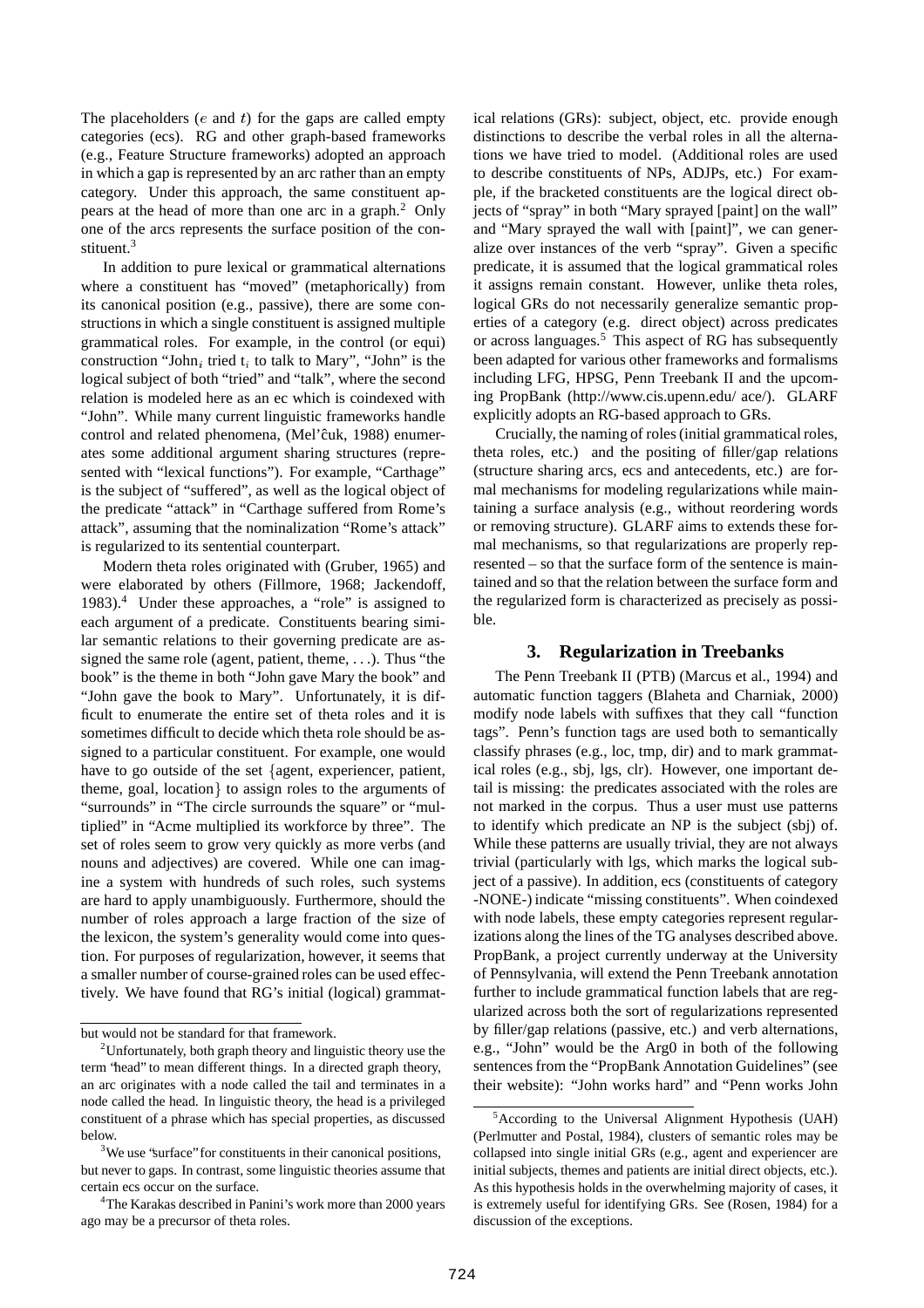The placeholders ($e$ and $t$) for the gaps are called empty categories (ecs). RG and other graph-based frameworks (e.g., Feature Structure frameworks) adopted an approach in which a gap is represented by an arc rather than an empty category. Under this approach, the same constituent appears at the head of more than one arc in a graph.[2] Only one of the arcs represents the surface position of the constituent.[3]

In addition to pure lexical or grammatical alternations where a constituent has "moved" (metaphorically) from its canonical position (e.g., passive), there are some constructions in which a single constituent is assigned multiple grammatical roles. For example, in the control (or equi) construction "John$_i$ tried t$_i$ to talk to Mary", "John" is the logical subject of both "tried" and "talk", where the second relation is modeled here as an ec which is coindexed with "John". While many current linguistic frameworks handle control and related phenomena, (Mel'ĉuk, 1988) enumerates some additional argument sharing structures (represented with "lexical functions"). For example, "Carthage" is the subject of "suffered", as well as the logical object of the predicate "attack" in "Carthage suffered from Rome's attack", assuming that the nominalization "Rome's attack" is regularized to its sentential counterpart.

Modern theta roles originated with (Gruber, 1965) and were elaborated by others (Fillmore, 1968; Jackendoff, 1983).[4] Under these approaches, a "role" is assigned to each argument of a predicate. Constituents bearing similar semantic relations to their governing predicate are assigned the same role (agent, patient, theme, . . .). Thus "the book" is the theme in both "John gave Mary the book" and "John gave the book to Mary". Unfortunately, it is difficult to enumerate the entire set of theta roles and it is sometimes difficult to decide which theta role should be assigned to a particular constituent. For example, one would have to go outside of the set {agent, experiencer, patient, theme, goal, location} to assign roles to the arguments of "surrounds" in "The circle surrounds the square" or "multiplied" in "Acme multiplied its workforce by three". The set of roles seem to grow very quickly as more verbs (and nouns and adjectives) are covered. While one can imagine a system with hundreds of such roles, such systems are hard to apply unambiguously. Furthermore, should the number of roles approach a large fraction of the size of the lexicon, the system's generality would come into question. For purposes of regularization, however, it seems that a smaller number of course-grained roles can be used effectively. We have found that RG's initial (logical) grammatical relations (GRs): subject, object, etc. provide enough distinctions to describe the verbal roles in all the alternations we have tried to model. (Additional roles are used to describe constituents of NPs, ADJPs, etc.) For example, if the bracketed constituents are the logical direct objects of "spray" in both "Mary sprayed [paint] on the wall" and "Mary sprayed the wall with [paint]", we can generalize over instances of the verb "spray". Given a specific predicate, it is assumed that the logical grammatical roles it assigns remain constant. However, unlike theta roles, logical GRs do not necessarily generalize semantic properties of a category (e.g. direct object) across predicates or across languages.[5] This aspect of RG has subsequently been adapted for various other frameworks and formalisms including LFG, HPSG, Penn Treebank II and the upcoming PropBank (http://www.cis.upenn.edu/ ace/). GLARF explicitly adopts an RG-based approach to GRs.

Crucially, the naming of roles (initial grammatical roles, theta roles, etc.) and the positing of filler/gap relations (structure sharing arcs, ecs and antecedents, etc.) are formal mechanisms for modeling regularizations while maintaining a surface analysis (e.g., without reordering words or removing structure). GLARF aims to extends these formal mechanisms, so that regularizations are properly represented – so that the surface form of the sentence is maintained and so that the relation between the surface form and the regularized form is characterized as precisely as possible.

## 3. Regularization in Treebanks

The Penn Treebank II (PTB) (Marcus et al., 1994) and automatic function taggers (Blaheta and Charniak, 2000) modify node labels with suffixes that they call "function tags". Penn's function tags are used both to semantically classify phrases (e.g., loc, tmp, dir) and to mark grammatical roles (e.g., sbj, lgs, clr). However, one important detail is missing: the predicates associated with the roles are not marked in the corpus. Thus a user must use patterns to identify which predicate an NP is the subject (sbj) of. While these patterns are usually trivial, they are not always trivial (particularly with lgs, which marks the logical subject of a passive). In addition, ecs (constituents of category -NONE-) indicate "missing constituents". When coindexed with node labels, these empty categories represent regularizations along the lines of the TG analyses described above. PropBank, a project currently underway at the University of Pennsylvania, will extend the Penn Treebank annotation further to include grammatical function labels that are regularized across both the sort of regularizations represented by filler/gap relations (passive, etc.) and verb alternations, e.g., "John" would be the Arg0 in both of the following sentences from the "PropBank Annotation Guidelines" (see their website): "John works hard" and "Penn works John

---

but would not be standard for that framework.

[2] Unfortunately, both graph theory and linguistic theory use the term "head" to mean different things. In a directed graph theory, an arc originates with a node called the tail and terminates in a node called the head. In linguistic theory, the head is a privileged constituent of a phrase which has special properties, as discussed below.

[3] We use "surface" for constituents in their canonical positions, but never to gaps. In contrast, some linguistic theories assume that certain ecs occur on the surface.

[4] The Karakas described in Panini's work more than 2000 years ago may be a precursor of theta roles.

[5] According to the Universal Alignment Hypothesis (UAH) (Perlmutter and Postal, 1984), clusters of semantic roles may be collapsed into single initial GRs (e.g., agent and experiencer are initial subjects, themes and patients are initial direct objects, etc.). As this hypothesis holds in the overwhelming majority of cases, it is extremely useful for identifying GRs. See (Rosen, 1984) for a discussion of the exceptions.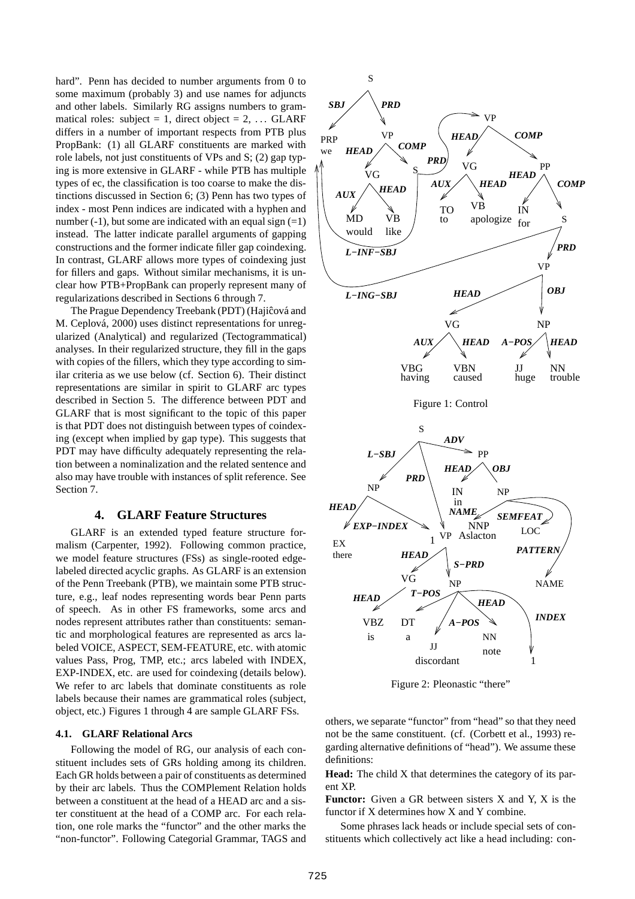hard". Penn has decided to number arguments from 0 to some maximum (probably 3) and use names for adjuncts and other labels. Similarly RG assigns numbers to grammatical roles: subject = 1, direct object = 2, ... GLARF differs in a number of important respects from PTB plus PropBank: (1) all GLARF constituents are marked with role labels, not just constituents of VPs and S; (2) gap typing is more extensive in GLARF - while PTB has multiple types of ec, the classification is too coarse to make the distinctions discussed in Section 6; (3) Penn has two types of index - most Penn indices are indicated with a hyphen and number (-1), but some are indicated with an equal sign (=1) instead. The latter indicate parallel arguments of gapping constructions and the former indicate filler gap coindexing. In contrast, GLARF allows more types of coindexing just for fillers and gaps. Without similar mechanisms, it is unclear how PTB+PropBank can properly represent many of regularizations described in Sections 6 through 7.

The Prague Dependency Treebank (PDT) (Hajiĉová and M. Ceplová, 2000) uses distinct representations for unregularized (Analytical) and regularized (Tectogrammatical) analyses. In their regularized structure, they fill in the gaps with copies of the fillers, which they type according to similar criteria as we use below (cf. Section 6). Their distinct representations are similar in spirit to GLARF arc types described in Section 5. The difference between PDT and GLARF that is most significant to the topic of this paper is that PDT does not distinguish between types of coindexing (except when implied by gap type). This suggests that PDT may have difficulty adequately representing the relation between a nominalization and the related sentence and also may have trouble with instances of split reference. See Section 7.

## 4. GLARF Feature Structures

GLARF is an extended typed feature structure formalism (Carpenter, 1992). Following common practice, we model feature structures (FSs) as single-rooted edge-labeled directed acyclic graphs. As GLARF is an extension of the Penn Treebank (PTB), we maintain some PTB structure, e.g., leaf nodes representing words bear Penn parts of speech. As in other FS frameworks, some arcs and nodes represent attributes rather than constituents: semantic and morphological features are represented as arcs labeled VOICE, ASPECT, SEM-FEATURE, etc. with atomic values Pass, Prog, TMP, etc.; arcs labeled with INDEX, EXP-INDEX, etc. are used for coindexing (details below). We refer to arc labels that dominate constituents as role labels because their names are grammatical roles (subject, object, etc.) Figures 1 through 4 are sample GLARF FSs.

Figure 1: Control

Figure 2: Pleonastic "there"

### 4.1. GLARF Relational Arcs

Following the model of RG, our analysis of each constituent includes sets of GRs holding among its children. Each GR holds between a pair of constituents as determined by their arc labels. Thus the COMPlement Relation holds between a constituent at the head of a HEAD arc and a sister constituent at the head of a COMP arc. For each relation, one role marks the "functor" and the other marks the "non-functor". Following Categorial Grammar, TAGS and others, we separate "functor" from "head" so that they need not be the same constituent. (cf. (Corbett et al., 1993) regarding alternative definitions of "head"). We assume these definitions:

**Head:** The child X that determines the category of its parent XP.

**Functor:** Given a GR between sisters X and Y, X is the functor if X determines how X and Y combine.

Some phrases lack heads or include special sets of constituents which collectively act like a head including: con-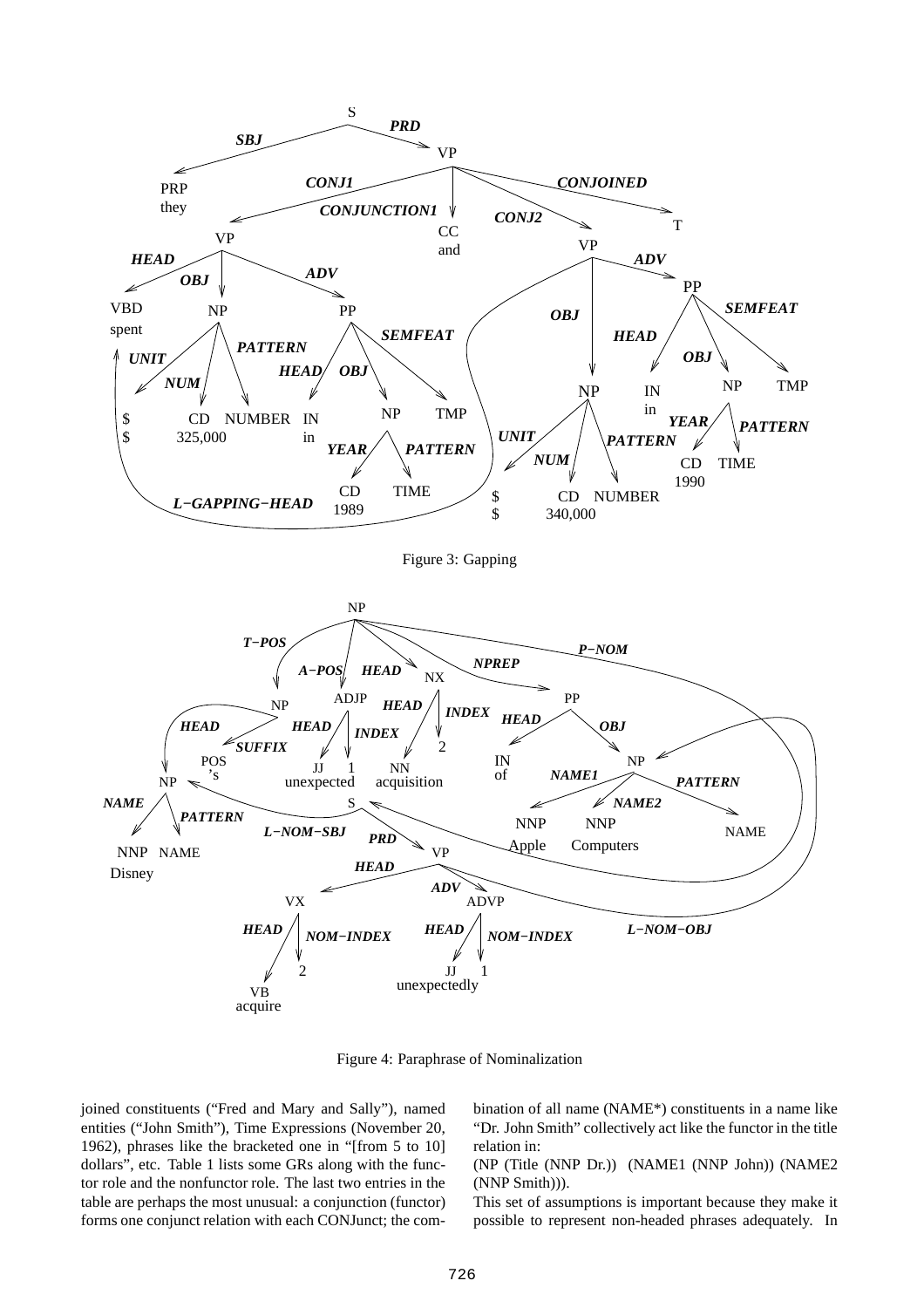Figure 3: Gapping

Figure 4: Paraphrase of Nominalization

joined constituents ("Fred and Mary and Sally"), named entities ("John Smith"), Time Expressions (November 20, 1962), phrases like the bracketed one in "[from 5 to 10] dollars", etc. Table 1 lists some GRs along with the functor role and the nonfunctor role. The last two entries in the table are perhaps the most unusual: a conjunction (functor) forms one conjunct relation with each CONJunct; the combination of all name (NAME*) constituents in a name like "Dr. John Smith" collectively act like the functor in the title relation in:

(NP (Title (NNP Dr.)) (NAME1 (NNP John)) (NAME2 (NNP Smith))).

This set of assumptions is important because they make it possible to represent non-headed phrases adequately. In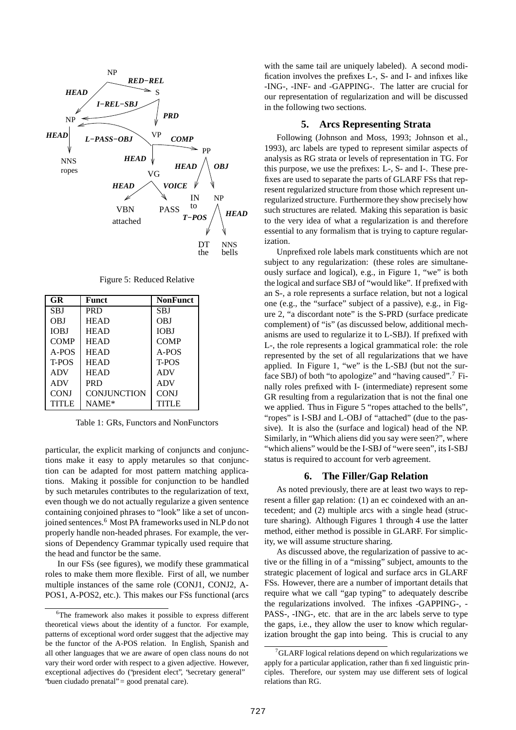Figure 5: Reduced Relative

| GR | Funct | NonFunct |
|---|---|---|
| SBJ | PRD | SBJ |
| OBJ | HEAD | OBJ |
| IOBJ | HEAD | IOBJ |
| COMP | HEAD | COMP |
| A-POS | HEAD | A-POS |
| T-POS | HEAD | T-POS |
| ADV | HEAD | ADV |
| ADV | PRD | ADV |
| CONJ | CONJUNCTION | CONJ |
| TITLE | NAME* | TITLE |

Table 1: GRs, Functors and NonFunctors

particular, the explicit marking of conjuncts and conjunctions make it easy to apply metarules so that conjunction can be adapted for most pattern matching applications. Making it possible for conjunction to be handled by such metarules contributes to the regularization of text, even though we do not actually regularize a given sentence containing conjoined phrases to "look" like a set of unconjoined sentences.[6] Most PA frameworks used in NLP do not properly handle non-headed phrases. For example, the versions of Dependency Grammar typically used require that the head and functor be the same.

In our FSs (see figures), we modify these grammatical roles to make them more flexible. First of all, we number multiple instances of the same role (CONJ1, CONJ2, A-POS1, A-POS2, etc.). This makes our FSs functional (arcs with the same tail are uniquely labeled). A second modification involves the prefixes L-, S- and I- and infixes like -ING-, -INF- and -GAPPING-. The latter are crucial for our representation of regularization and will be discussed in the following two sections.

## 5. Arcs Representing Strata

Following (Johnson and Moss, 1993; Johnson et al., 1993), arc labels are typed to represent similar aspects of analysis as RG strata or levels of representation in TG. For this purpose, we use the prefixes: L-, S- and I-. These prefixes are used to separate the parts of GLARF FSs that represent regularized structure from those which represent unregularized structure. Furthermore they show precisely how such structures are related. Making this separation is basic to the very idea of what a regularization is and therefore essential to any formalism that is trying to capture regularization.

Unprefixed role labels mark constituents which are not subject to any regularization: (these roles are simultaneously surface and logical), e.g., in Figure 1, "we" is both the logical and surface SBJ of "would like". If prefixed with an S-, a role represents a surface relation, but not a logical one (e.g., the "surface" subject of a passive), e.g., in Figure 2, "a discordant note" is the S-PRD (surface predicate complement) of "is" (as discussed below, additional mechanisms are used to regularize it to L-SBJ). If prefixed with L-, the role represents a logical grammatical role: the role represented by the set of all regularizations that we have applied. In Figure 1, "we" is the L-SBJ (but not the surface SBJ) of both "to apologize" and "having caused".[7] Finally roles prefixed with I- (intermediate) represent some GR resulting from a regularization that is not the final one we applied. Thus in Figure 5 "ropes attached to the bells", "ropes" is I-SBJ and L-OBJ of "attached" (due to the passive). It is also the (surface and logical) head of the NP. Similarly, in "Which aliens did you say were seen?", where "which aliens" would be the I-SBJ of "were seen", its I-SBJ status is required to account for verb agreement.

## 6. The Filler/Gap Relation

As noted previously, there are at least two ways to represent a filler gap relation: (1) an ec coindexed with an antecedent; and (2) multiple arcs with a single head (structure sharing). Although Figures 1 through 4 use the latter method, either method is possible in GLARF. For simplicity, we will assume structure sharing.

As discussed above, the regularization of passive to active or the filling in of a "missing" subject, amounts to the strategic placement of logical and surface arcs in GLARF FSs. However, there are a number of important details that require what we call "gap typing" to adequately describe the regularizations involved. The infixes -GAPPING-, -PASS-, -ING-, etc. that are in the arc labels serve to type the gaps, i.e., they allow the user to know which regularization brought the gap into being. This is crucial to any

[6] The framework also makes it possible to express different theoretical views about the identity of a functor. For example, patterns of exceptional word order suggest that the adjective may be the functor of the A-POS relation. In English, Spanish and all other languages that we are aware of open class nouns do not vary their word order with respect to a given adjective. However, exceptional adjectives do ("president elect", "secretary general" "buen ciudado prenatal" = good prenatal care).

[7] GLARF logical relations depend on which regularizations we apply for a particular application, rather than fixed linguistic principles. Therefore, our system may use different sets of logical relations than RG.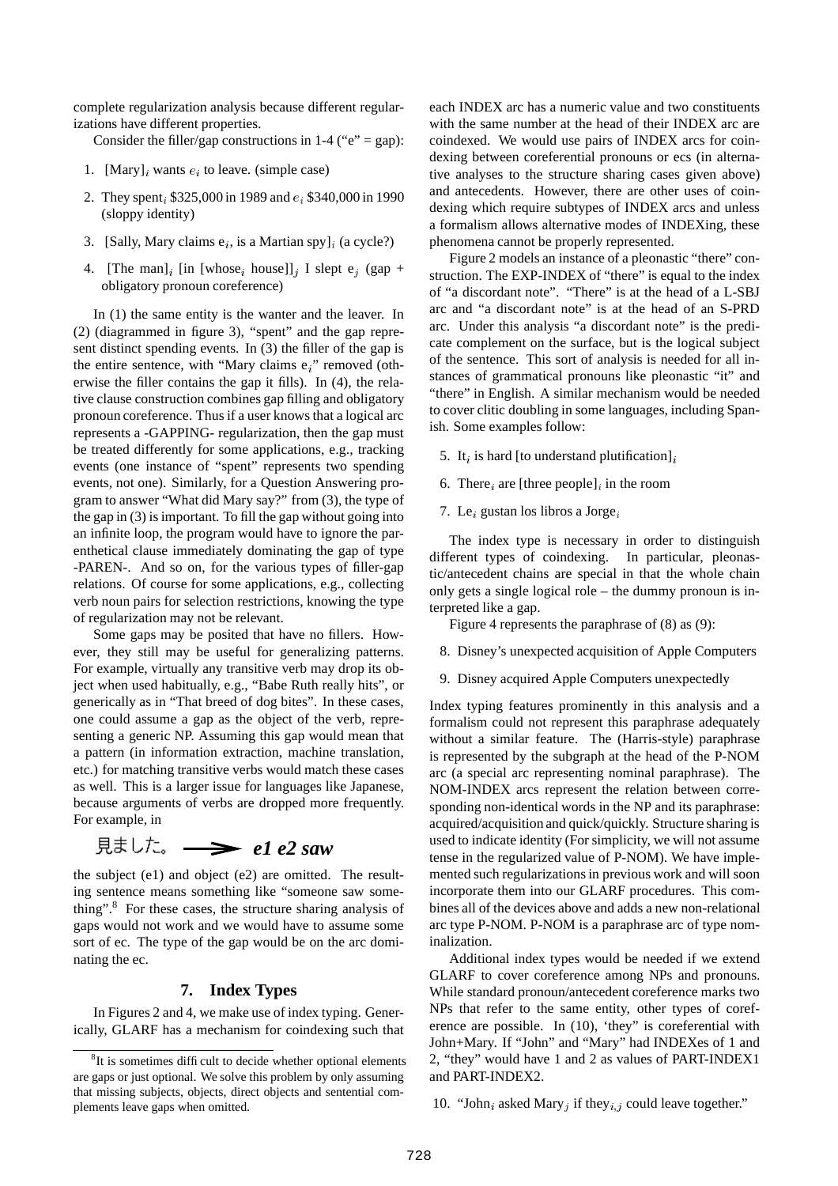complete regularization analysis because different regularizations have different properties.

Consider the filler/gap constructions in 1-4 ("e" = gap):

1. [Mary]$_i$ wants $e_i$ to leave. (simple case)
2. They spent$_i$ $325,000 in 1989 and $e_i$ $340,000 in 1990 (sloppy identity)
3. [Sally, Mary claims e$_i$, is a Martian spy]$_i$ (a cycle?)
4. [The man]$_i$ [in [whose$_i$ house]]$_j$ I slept e$_j$ (gap + obligatory pronoun coreference)

In (1) the same entity is the wanter and the leaver. In (2) (diagrammed in figure 3), "spent" and the gap represent distinct spending events. In (3) the filler of the gap is the entire sentence, with "Mary claims e$_i$" removed (otherwise the filler contains the gap it fills). In (4), the relative clause construction combines gap filling and obligatory pronoun coreference. Thus if a user knows that a logical arc represents a -GAPPING- regularization, then the gap must be treated differently for some applications, e.g., tracking events (one instance of "spent" represents two spending events, not one). Similarly, for a Question Answering program to answer "What did Mary say?" from (3), the type of the gap in (3) is important. To fill the gap without going into an infinite loop, the program would have to ignore the parenthetical clause immediately dominating the gap of type -PAREN-. And so on, for the various types of filler-gap relations. Of course for some applications, e.g., collecting verb noun pairs for selection restrictions, knowing the type of regularization may not be relevant.

Some gaps may be posited that have no fillers. However, they still may be useful for generalizing patterns. For example, virtually any transitive verb may drop its object when used habitually, e.g., "Babe Ruth really hits", or generically as in "That breed of dog bites". In these cases, one could assume a gap as the object of the verb, representing a generic NP. Assuming this gap would mean that a pattern (in information extraction, machine translation, etc.) for matching transitive verbs would match these cases as well. This is a larger issue for languages like Japanese, because arguments of verbs are dropped more frequently. For example, in

見ました。 ⟶ ***e1 e2 saw***

the subject (e1) and object (e2) are omitted. The resulting sentence means something like "someone saw something".[8] For these cases, the structure sharing analysis of gaps would not work and we would have to assume some sort of ec. The type of the gap would be on the arc dominating the ec.

## 7. Index Types

In Figures 2 and 4, we make use of index typing. Generically, GLARF has a mechanism for coindexing such that each INDEX arc has a numeric value and two constituents with the same number at the head of their INDEX arc are coindexed. We would use pairs of INDEX arcs for coindexing between coreferential pronouns or ecs (in alternative analyses to the structure sharing cases given above) and antecedents. However, there are other uses of coindexing which require subtypes of INDEX arcs and unless a formalism allows alternative modes of INDEXing, these phenomena cannot be properly represented.

Figure 2 models an instance of a pleonastic "there" construction. The EXP-INDEX of "there" is equal to the index of "a discordant note". "There" is at the head of a L-SBJ arc and "a discordant note" is at the head of an S-PRD arc. Under this analysis "a discordant note" is the predicate complement on the surface, but is the logical subject of the sentence. This sort of analysis is needed for all instances of grammatical pronouns like pleonastic "it" and "there" in English. A similar mechanism would be needed to cover clitic doubling in some languages, including Spanish. Some examples follow:

5. It$_i$ is hard [to understand plutification]$_i$
6. There$_i$ are [three people]$_i$ in the room
7. Le$_i$ gustan los libros a Jorge$_i$

The index type is necessary in order to distinguish different types of coindexing. In particular, pleonastic/antecedent chains are special in that the whole chain only gets a single logical role – the dummy pronoun is interpreted like a gap.

Figure 4 represents the paraphrase of (8) as (9):

8. Disney's unexpected acquisition of Apple Computers
9. Disney acquired Apple Computers unexpectedly

Index typing features prominently in this analysis and a formalism could not represent this paraphrase adequately without a similar feature. The (Harris-style) paraphrase is represented by the subgraph at the head of the P-NOM arc (a special arc representing nominal paraphrase). The NOM-INDEX arcs represent the relation between corresponding non-identical words in the NP and its paraphrase: acquired/acquisition and quick/quickly. Structure sharing is used to indicate identity (For simplicity, we will not assume tense in the regularized value of P-NOM). We have implemented such regularizations in previous work and will soon incorporate them into our GLARF procedures. This combines all of the devices above and adds a new non-relational arc type P-NOM. P-NOM is a paraphrase arc of type nominalization.

Additional index types would be needed if we extend GLARF to cover coreference among NPs and pronouns. While standard pronoun/antecedent coreference marks two NPs that refer to the same entity, other types of coreference are possible. In (10), 'they" is coreferential with John+Mary. If "John" and "Mary" had INDEXes of 1 and 2, "they" would have 1 and 2 as values of PART-INDEX1 and PART-INDEX2.

10. "John$_i$ asked Mary$_j$ if they$_{i,j}$ could leave together."

[8] It is sometimes difficult to decide whether optional elements are gaps or just optional. We solve this problem by only assuming that missing subjects, objects, direct objects and sentential complements leave gaps when omitted.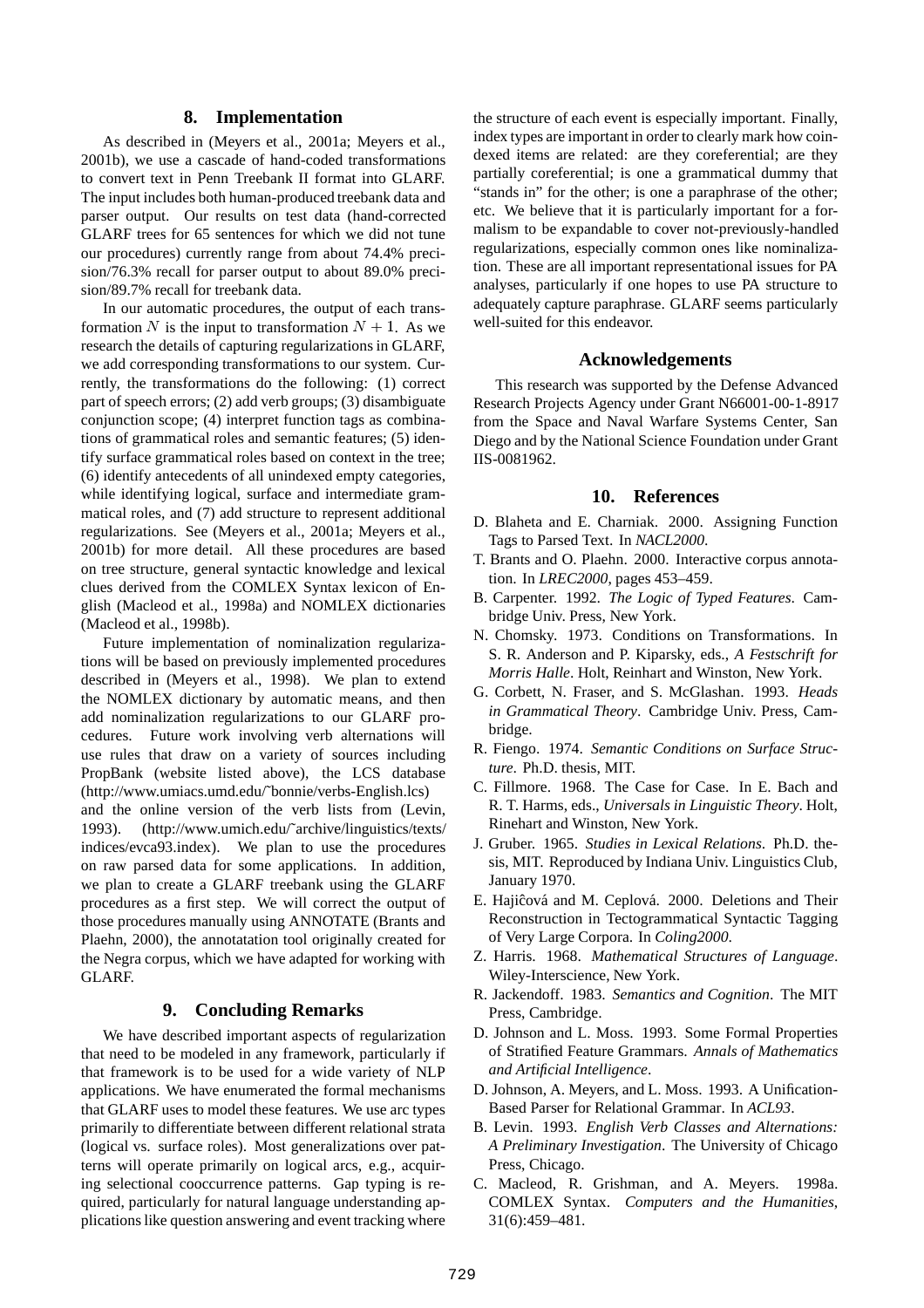## 8. Implementation

As described in (Meyers et al., 2001a; Meyers et al., 2001b), we use a cascade of hand-coded transformations to convert text in Penn Treebank II format into GLARF. The input includes both human-produced treebank data and parser output. Our results on test data (hand-corrected GLARF trees for 65 sentences for which we did not tune our procedures) currently range from about 74.4% precision/76.3% recall for parser output to about 89.0% precision/89.7% recall for treebank data.

In our automatic procedures, the output of each transformation $N$ is the input to transformation $N+1$. As we research the details of capturing regularizations in GLARF, we add corresponding transformations to our system. Currently, the transformations do the following: (1) correct part of speech errors; (2) add verb groups; (3) disambiguate conjunction scope; (4) interpret function tags as combinations of grammatical roles and semantic features; (5) identify surface grammatical roles based on context in the tree; (6) identify antecedents of all unindexed empty categories, while identifying logical, surface and intermediate grammatical roles, and (7) add structure to represent additional regularizations. See (Meyers et al., 2001a; Meyers et al., 2001b) for more detail. All these procedures are based on tree structure, general syntactic knowledge and lexical clues derived from the COMLEX Syntax lexicon of English (Macleod et al., 1998a) and NOMLEX dictionaries (Macleod et al., 1998b).

Future implementation of nominalization regularizations will be based on previously implemented procedures described in (Meyers et al., 1998). We plan to extend the NOMLEX dictionary by automatic means, and then add nominalization regularizations to our GLARF procedures. Future work involving verb alternations will use rules that draw on a variety of sources including PropBank (website listed above), the LCS database (http://www.umiacs.umd.edu/˜bonnie/verbs-English.lcs) and the online version of the verb lists from (Levin, 1993). (http://www.umich.edu/˜archive/linguistics/texts/indices/evca93.index). We plan to use the procedures on raw parsed data for some applications. In addition, we plan to create a GLARF treebank using the GLARF procedures as a first step. We will correct the output of those procedures manually using ANNOTATE (Brants and Plaehn, 2000), the annotatation tool originally created for the Negra corpus, which we have adapted for working with GLARF.

## 9. Concluding Remarks

We have described important aspects of regularization that need to be modeled in any framework, particularly if that framework is to be used for a wide variety of NLP applications. We have enumerated the formal mechanisms that GLARF uses to model these features. We use arc types primarily to differentiate between different relational strata (logical vs. surface roles). Most generalizations over patterns will operate primarily on logical arcs, e.g., acquiring selectional cooccurrence patterns. Gap typing is required, particularly for natural language understanding applications like question answering and event tracking where the structure of each event is especially important. Finally, index types are important in order to clearly mark how coindexed items are related: are they coreferential; are they partially coreferential; is one a grammatical dummy that "stands in" for the other; is one a paraphrase of the other; etc. We believe that it is particularly important for a formalism to be expandable to cover not-previously-handled regularizations, especially common ones like nominalization. These are all important representational issues for PA analyses, particularly if one hopes to use PA structure to adequately capture paraphrase. GLARF seems particularly well-suited for this endeavor.

## Acknowledgements

This research was supported by the Defense Advanced Research Projects Agency under Grant N66001-00-1-8917 from the Space and Naval Warfare Systems Center, San Diego and by the National Science Foundation under Grant IIS-0081962.

## 10. References

D. Blaheta and E. Charniak. 2000. Assigning Function Tags to Parsed Text. In *NACL2000*.

T. Brants and O. Plaehn. 2000. Interactive corpus annotation. In *LREC2000*, pages 453–459.

B. Carpenter. 1992. *The Logic of Typed Features*. Cambridge Univ. Press, New York.

N. Chomsky. 1973. Conditions on Transformations. In S. R. Anderson and P. Kiparsky, eds., *A Festschrift for Morris Halle*. Holt, Reinhart and Winston, New York.

G. Corbett, N. Fraser, and S. McGlashan. 1993. *Heads in Grammatical Theory*. Cambridge Univ. Press, Cambridge.

R. Fiengo. 1974. *Semantic Conditions on Surface Structure*. Ph.D. thesis, MIT.

C. Fillmore. 1968. The Case for Case. In E. Bach and R. T. Harms, eds., *Universals in Linguistic Theory*. Holt, Rinehart and Winston, New York.

J. Gruber. 1965. *Studies in Lexical Relations*. Ph.D. thesis, MIT. Reproduced by Indiana Univ. Linguistics Club, January 1970.

E. Hajiĉová and M. Ceplová. 2000. Deletions and Their Reconstruction in Tectogrammatical Syntactic Tagging of Very Large Corpora. In *Coling2000*.

Z. Harris. 1968. *Mathematical Structures of Language*. Wiley-Interscience, New York.

R. Jackendoff. 1983. *Semantics and Cognition*. The MIT Press, Cambridge.

D. Johnson and L. Moss. 1993. Some Formal Properties of Stratified Feature Grammars. *Annals of Mathematics and Artificial Intelligence*.

D. Johnson, A. Meyers, and L. Moss. 1993. A Unification-Based Parser for Relational Grammar. In *ACL93*.

B. Levin. 1993. *English Verb Classes and Alternations: A Preliminary Investigation*. The University of Chicago Press, Chicago.

C. Macleod, R. Grishman, and A. Meyers. 1998a. COMLEX Syntax. *Computers and the Humanities*, 31(6):459–481.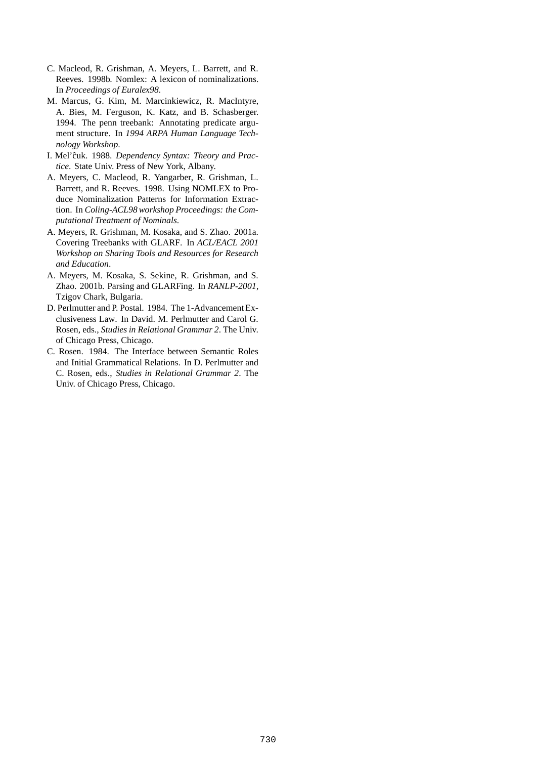C. Macleod, R. Grishman, A. Meyers, L. Barrett, and R. Reeves. 1998b. Nomlex: A lexicon of nominalizations. In *Proceedings of Euralex98*.

M. Marcus, G. Kim, M. Marcinkiewicz, R. MacIntyre, A. Bies, M. Ferguson, K. Katz, and B. Schasberger. 1994. The penn treebank: Annotating predicate argument structure. In *1994 ARPA Human Language Technology Workshop*.

I. Mel'čuk. 1988. *Dependency Syntax: Theory and Practice*. State Univ. Press of New York, Albany.

A. Meyers, C. Macleod, R. Yangarber, R. Grishman, L. Barrett, and R. Reeves. 1998. Using NOMLEX to Produce Nominalization Patterns for Information Extraction. In *Coling-ACL98 workshop Proceedings: the Computational Treatment of Nominals*.

A. Meyers, R. Grishman, M. Kosaka, and S. Zhao. 2001a. Covering Treebanks with GLARF. In *ACL/EACL 2001 Workshop on Sharing Tools and Resources for Research and Education*.

A. Meyers, M. Kosaka, S. Sekine, R. Grishman, and S. Zhao. 2001b. Parsing and GLARFing. In *RANLP-2001*, Tzigov Chark, Bulgaria.

D. Perlmutter and P. Postal. 1984. The 1-Advancement Exclusiveness Law. In David. M. Perlmutter and Carol G. Rosen, eds., *Studies in Relational Grammar 2*. The Univ. of Chicago Press, Chicago.

C. Rosen. 1984. The Interface between Semantic Roles and Initial Grammatical Relations. In D. Perlmutter and C. Rosen, eds., *Studies in Relational Grammar 2*. The Univ. of Chicago Press, Chicago.